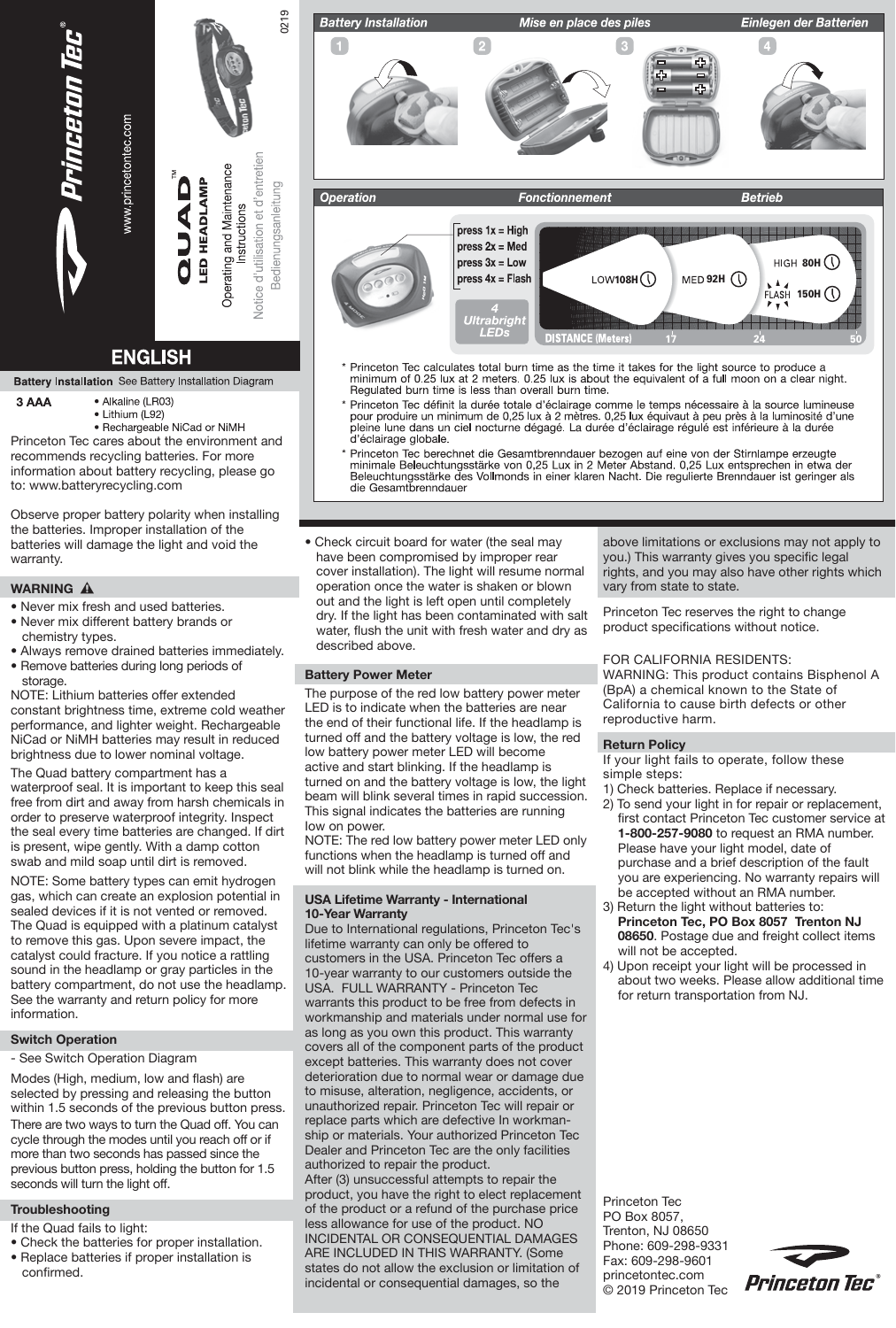# Princeton Tec®

www.princetontec.com

**QUAD™ LED HEADLAMP**

Operating and Maintenance Instructions

Notice d'utilisation et d'entretien

Bedienungsanleitung

0219

## Battery Installation / Mise en place des piles / Einlegen der Batterien

1 2 3 4

## Operation / Fonctionnement / Betrieb

press 1x = High
press 2x = Med
press 3x = Low
press 4x = Flash

4 Ultrabright LEDs

LOW 108H — MED 92H — HIGH 80H — FLASH 150H

DISTANCE (Meters) 17 24 50

\* Princeton Tec calculates total burn time as the time it takes for the light source to produce a minimum of 0.25 lux at 2 meters. 0.25 lux is about the equivalent of a full moon on a clear night. Regulated burn time is less than overall burn time.

\* Princeton Tec définit la durée totale d'éclairage comme le temps nécessaire à la source lumineuse pour produire un minimum de 0,25 lux à 2 mètres. 0,25 lux équivaut à peu près à la luminosité d'une pleine lune dans un ciel nocturne dégagé. La durée d'éclairage régulé est inférieure à la durée d'éclairage globale.

\* Princeton Tec berechnet die Gesamtbrenndauer bezogen auf eine von der Stirnlampe erzeugte minimale Beleuchtungsstärke von 0,25 Lux in 2 Meter Abstand. 0,25 Lux entsprechen in etwa der Beleuchtungsstärke des Vollmonds in einer klaren Nacht. Die regulierte Brenndauer ist geringer als die Gesamtbrenndauer

# ENGLISH

### Battery Installation See Battery Installation Diagram

**3 AAA**
- Alkaline (LR03)
- Lithium (L92)
- Rechargeable NiCad or NiMH

Princeton Tec cares about the environment and recommends recycling batteries. For more information about battery recycling, please go to: www.batteryrecycling.com

Observe proper battery polarity when installing the batteries. Improper installation of the batteries will damage the light and void the warranty.

### WARNING ⚠

- Never mix fresh and used batteries.
- Never mix different battery brands or chemistry types.
- Always remove drained batteries immediately.
- Remove batteries during long periods of storage.

NOTE: Lithium batteries offer extended constant brightness time, extreme cold weather performance, and lighter weight. Rechargeable NiCad or NiMH batteries may result in reduced brightness due to lower nominal voltage.

The Quad battery compartment has a waterproof seal. It is important to keep this seal free from dirt and away from harsh chemicals in order to preserve waterproof integrity. Inspect the seal every time batteries are changed. If dirt is present, wipe gently. With a damp cotton swab and mild soap until dirt is removed.

NOTE: Some battery types can emit hydrogen gas, which can create an explosion potential in sealed devices if it is not vented or removed. The Quad is equipped with a platinum catalyst to remove this gas. Upon severe impact, the catalyst could fracture. If you notice a rattling sound in the headlamp or gray particles in the battery compartment, do not use the headlamp. See the warranty and return policy for more information.

### Switch Operation

- See Switch Operation Diagram

Modes (High, medium, low and flash) are selected by pressing and releasing the button within 1.5 seconds of the previous button press. There are two ways to turn the Quad off. You can cycle through the modes until you reach off or if more than two seconds has passed since the previous button press, holding the button for 1.5 seconds will turn the light off.

### Troubleshooting

If the Quad fails to light:
- Check the batteries for proper installation.
- Replace batteries if proper installation is confirmed.
- Check circuit board for water (the seal may have been compromised by improper rear cover installation). The light will resume normal operation once the water is shaken or blown out and the light is left open until completely dry. If the light has been contaminated with salt water, flush the unit with fresh water and dry as described above.

### Battery Power Meter

The purpose of the red low battery power meter LED is to indicate when the batteries are near the end of their functional life. If the headlamp is turned off and the battery voltage is low, the red low battery power meter LED will become active and start blinking. If the headlamp is turned on and the battery voltage is low, the light beam will blink several times in rapid succession. This signal indicates the batteries are running low on power.

NOTE: The red low battery power meter LED only functions when the headlamp is turned off and will not blink while the headlamp is turned on.

### USA Lifetime Warranty - International 10-Year Warranty

Due to International regulations, Princeton Tec's lifetime warranty can only be offered to customers in the USA. Princeton Tec offers a 10-year warranty to our customers outside the USA. FULL WARRANTY - Princeton Tec warrants this product to be free from defects in workmanship and materials under normal use for as long as you own this product. This warranty covers all of the component parts of the product except batteries. This warranty does not cover deterioration due to normal wear or damage due to misuse, alteration, negligence, accidents, or unauthorized repair. Princeton Tec will repair or replace parts which are defective In workman-ship or materials. Your authorized Princeton Tec Dealer and Princeton Tec are the only facilities authorized to repair the product.

After (3) unsuccessful attempts to repair the product, you have the right to elect replacement of the product or a refund of the purchase price less allowance for use of the product. NO INCIDENTAL OR CONSEQUENTIAL DAMAGES ARE INCLUDED IN THIS WARRANTY. (Some states do not allow the exclusion or limitation of incidental or consequential damages, so the above limitations or exclusions may not apply to you.) This warranty gives you specific legal rights, and you may also have other rights which vary from state to state.

Princeton Tec reserves the right to change product specifications without notice.

FOR CALIFORNIA RESIDENTS:
WARNING: This product contains Bisphenol A (BpA) a chemical known to the State of California to cause birth defects or other reproductive harm.

### Return Policy

If your light fails to operate, follow these simple steps:

1) Check batteries. Replace if necessary.
2) To send your light in for repair or replacement, first contact Princeton Tec customer service at **1-800-257-9080** to request an RMA number. Please have your light model, date of purchase and a brief description of the fault you are experiencing. No warranty repairs will be accepted without an RMA number.
3) Return the light without batteries to: **Princeton Tec, PO Box 8057 Trenton NJ 08650**. Postage due and freight collect items will not be accepted.
4) Upon receipt your light will be processed in about two weeks. Please allow additional time for return transportation from NJ.

Princeton Tec
PO Box 8057,
Trenton, NJ 08650
Phone: 609-298-9331
Fax: 609-298-9601
princetontec.com
© 2019 Princeton Tec

Princeton Tec®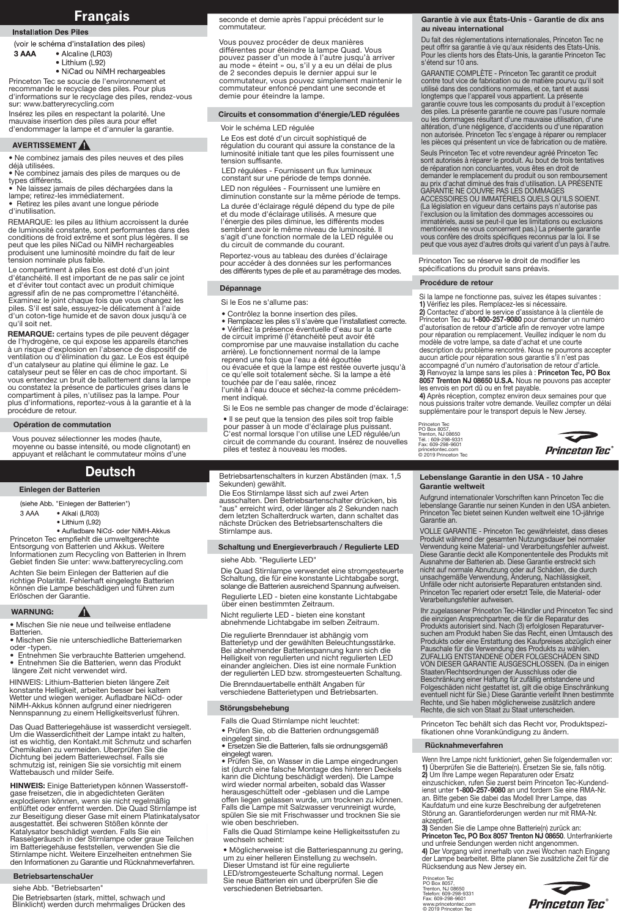# Français

## Installation Des Piles

(voir le schéma d'installation des piles)

**3 AAA**
- Alcaline (LR03)
- Lithium (L92)
- NiCad ou NiMH rechargeables

Princeton Tec se soucie de l'environnement et recommande le recyclage des piles. Pour plus d'informations sur le recyclage des piles, rendez-vous sur: www.batteryrecycling.com

Insérez les piles en respectant la polarité. Une mauvaise insertion des piles aura pour effet d'endommager la lampe et d'annuler la garantie.

## AVERTISSEMENT

- Ne combinez jamais des piles neuves et des piles déjà utilisées.
- Ne combinez jamais des piles de marques ou de types différents.
- Ne laissez jamais de piles déchargées dans la lampe; retirez-les immédiatement.
- Retirez les piles avant une longue période d'inutilisation.

REMARQUE: les piles au lithium accroissent la durée de luminosité constante, sont performantes dans des conditions de froid extrême et sont plus légères. Il se peut que les piles NiCad ou NiMH rechargeables produisent une luminosité moindre du fait de leur tension nominale plus faible.

Le compartiment à piles Eos est doté d'un joint d'étanchéité. Il est important de ne pas salir ce joint et d'éviter tout contact avec un produit chimique agressif afin de ne pas compromettre l'étanchéité. Examinez le joint chaque fois que vous changez les piles. S'il est sale, essuyez-le délicatement à l'aide d'un coton-tige humide et de savon doux jusqu'à ce qu'il soit net.

**REMARQUE:** certains types de pile peuvent dégager de l'hydrogène, ce qui expose les appareils étanches à un risque d'explosion en l'absence de dispositif de ventilation ou d'élimination du gaz. Le Eos est équipé d'un catalyseur au platine qui élimine le gaz. Le catalyseur peut se fêler en cas de choc important. Si vous entendez un bruit de ballottement dans la lampe ou constatez la présence de particules grises dans le compartiment à piles, n'utilisez pas la lampe. Pour plus d'informations, reportez-vous à la garantie et à la procédure de retour.

## Opération de commutation

Vous pouvez sélectionner les modes (haute, moyenne ou basse intensité, ou mode clignotant) en appuyant et relâchant le commutateur moins d'une seconde et demie après l'appui précédent sur le commutateur.

Vous pouvez procéder de deux manières différentes pour éteindre la lampe Quad. Vous pouvez passer d'un mode à l'autre jusqu'à arriver au mode « éteint » ou, s'il y a eu un délai de plus de 2 secondes depuis le dernier appui sur le commutateur, vous pouvez simplement maintenir le commutateur enfoncé pendant une seconde et demie pour éteindre la lampe.

## Circuits et consommation d'énergie/LED régulées

Voir le schéma LED régulée

Le Eos est doté d'un circuit sophistiqué de régulation du courant qui assure la constance de la luminosité initiale tant que les piles fournissent une tension suffisante.

LED régulées - Fournissent un flux lumineux constant sur une période de temps donnée.

LED non régulées - Fournissent une lumière en diminution constante sur la même période de temps.

La durée d'éclairage régulé dépend du type de pile et du mode d'éclairage utilisés. A mesure que l'énergie des piles diminue, les différents modes semblent avoir le même niveau de luminosité. Il s'agit d'une fonction normale de la LED régulée ou du circuit de commande du courant.

Reportez-vous au tableau des durées d'éclairage pour accéder à des données sur les performances des différents types de pile et au paramétrage des modes.

## Dépannage

Si le Eos ne s'allume pas:

- Contrôlez la bonne insertion des piles.
- Remplacez les piles s'il s'avère que l'installatiest correcte.
- Vérifiez la présence éventuelle d'eau sur la carte de circuit imprimé (l'étanchéité peut avoir été compromise par une mauvaise installation du cache arrière). Le fonctionnement normal de la lampe reprend une fois que l'eau a été égouttée ou évacuée et que la lampe est restée ouverte jusqu'à ce qu'elle soit totalement sèche. Si la lampe a été touchée par de l'eau salée, rincez l'unité à l'eau douce et séchez-la comme précédemment indiqué.

Si le Eos ne semble pas changer de mode d'éclairage:

- Il se peut que la tension des piles soit trop faible pour passer à un mode d'éclairage plus puissant. C'est normal lorsque l'on utilise une LED régulée/un circuit de commande du courant. Insérez de nouvelles piles et testez à nouveau les modes.

## Garantie à vie aux États-Unis - Garantie de dix ans au niveau international

Du fait des réglementations internationales, Princeton Tec ne peut offrir sa garantie à vie qu'aux résidents des Etats-Unis. Pour les clients hors des États-Unis, la garantie Princeton Tec s'étend sur 10 ans.

GARANTIE COMPLÈTE - Princeton Tec garantit ce produit contre tout vice de fabrication ou de matière pourvu qu'il soit utilisé dans des conditions normales, et ce, tant et aussi longtemps que l'appareil vous appartient. La présente garantie couvre tous les composants du produit à l'exception des piles. La présente garantie ne couvre pas l'usure normale ou les dommages résultant d'une mauvaise utilisation, d'une altération, d'une négligence, d'accidents ou d'une réparation non autorisée. Princeton Tec s'engage à réparer ou remplacer les pièces qui présentent un vice de fabrication ou de matière.

Seuls Princeton Tec et votre revendeur agréé Princeton Tec sont autorisés à réparer le produit. Au bout de trois tentatives de réparation non concluantes, vous êtes en droit de demander le remplacement du produit ou son remboursement au prix d'achat diminué des frais d'utilisation. LA PRÉSENTE GARANTIE NE COUVRE PAS LES DOMMAGES ACCESSOIRES OU IMMATÉRIELS QUELS QU'ILS SOIENT. (La législation en vigueur dans certains pays n'autorise pas l'exclusion ou la limitation des dommages accessoires ou immatériels, aussi se peut-il que les limitations ou exclusions mentionnées ne vous concernent pas.) La présente garantie vous confère des droits spécifiques reconnus par la loi. Il se peut que vous ayez d'autres droits qui varient d'un pays à l'autre.

Princeton Tec se réserve le droit de modifier les spécifications du produit sans préavis.

## Procédure de retour

Si la lampe ne fonctionne pas, suivez les étapes suivantes :
**1)** Vérifiez les piles. Remplacez-les si nécessaire.
**2)** Contactez d'abord le service d'assistance à la clientèle de Princeton Tec au **1-800-257-9080** pour demander un numéro d'autorisation de retour d'article afin de renvoyer votre lampe pour réparation ou remplacement. Veuillez indiquer le nom du modèle de votre lampe, sa date d'achat et une courte description du problème rencontré. Nous ne pourrons accepter aucun article pour réparation sous garantie s'il n'est pas accompagné d'un numéro d'autorisation de retour d'article.
**3)** Renvoyez la lampe sans les piles à : **Princeton Tec, PO Box 8057 Trenton NJ 08650 U.S.A.** Nous ne pouvons pas accepter les envois en port dû ou en fret payable.
**4)** Après réception, comptez environ deux semaines pour que nous puissions traiter votre demande. Veuillez compter un délai supplémentaire pour le transport depuis le New Jersey.

Princeton Tec
PO Box 8057,
Trenton, NJ 08650
Tél. : 609-298-9331
Fax: 609-298-9601
princetontec.com
© 2019 Princeton Tec

Princeton Tec®

# Deutsch

## Einlegen der Batterien

(siehe Abb. "Einlegen der Batterien")

3 AAA
- Alkali (LR03)
- Lithium (L92)
- Aufladbare NiCd- oder NiMH-Akkus

Princeton Tec empfiehlt die umweltgerechte Entsorgung von Batterien und Akkus. Weitere Informationen zum Recycling von Batterien in Ihrem Gebiet finden Sie unter: www.batteryrecycling.com

Achten Sie beim Einlegen der Batterien auf die richtige Polarität. Fehlerhaft eingelegte Batterien können die Lampe beschädigen und führen zum Erlöschen der Garantie.

## WARNUNG:

- Mischen Sie nie neue und teilweise entladene Batterien.
- Mischen Sie nie unterschiedliche Batteriemarken oder -typen.
- Entnehmen Sie verbrauchte Batterien umgehend.
- Entnehmen Sie die Batterien, wenn das Produkt längere Zeit nicht verwendet wird.

HINWEIS: Lithium-Batterien bieten längere Zeit konstante Helligkeit, arbeiten besser bei kaltem Wetter und wiegen weniger. Aufladbare NiCd- oder NiMH-Akkus können aufgrund einer niedrigeren Nennspannung zu einem Helligkeitsverlust führen.

Das Quad Batteriegehäuse ist wasserdicht versiegelt. Um die Wasserdichtheit der Lampe intakt zu halten, ist es wichtig, den Kontakt mit Schmutz und scharfen Chemikalien zu vermeiden. Überprüfen Sie die Dichtung bei jedem Batteriewechsel. Falls sie schmutzig ist, reinigen Sie sie vorsichtig mit einem Wattebausch und milder Seife.

**HINWEIS:** Einige Batterietypen können Wasserstoffgase freisetzen, die in abgedichteten Geräten explodieren können, wenn sie nicht regelmäßig entlüftet oder entfernt werden. Die Quad Stirnlampe ist zur Beseitigung dieser Gase mit einem Platinkatalysator ausgestattet. Bei schweren Stößen könnte der Katalysator beschädigt werden. Falls Sie ein Rasselgeräusch in der Stirnlampe oder graue Teilchen im Batteriegehäuse feststellen, verwenden Sie die Stirnlampe nicht. Weitere Einzelheiten entnehmen Sie den Informationen zu Garantie und Rücknahmeverfahren.

## BetriebsartenschaUer

siehe Abb. "Betriebsarten"

Die Betriebsarten (stark, mittel, schwach und Blinklicht) werden durch mehrmaliges Drücken des Betriebsartenschalters in kurzen Abständen (max. 1,5 Sekunden) gewählt.

Die Eos Stirnlampe lässt sich auf zwei Arten ausschalten. Den Betriebsartenschalter drücken, bis "aus" erreicht wird, oder länger als 2 Sekunden nach dem letzten Schalterdruck warten, dann schaltet das nächste Drücken des Betriebsartenschalters die Stirnlampe aus.

## Schaltung und Energieverbrauch / Regulierte LED

siehe Abb. "Regulierte LED"

Die Quad Stirnlampe verwendet eine stromgesteuerte Schaltung, die für eine konstante Lichtabgabe sorgt, solange die Batterien ausreichend Spannung aufweisen.

Regulierte LED - bieten eine konstante Lichtabgabe über einen bestimmten Zeitraum.

Nicht regulierte LED - bieten eine konstant abnehmende Lichtabgabe im selben Zeitraum.

Die regulierte Brenndauer ist abhängig vom Batterietyp und der gewählten Beleuchtungsstärke. Bei abnehmender Batteriespannung kann sich die Helligkeit von regulierten und nicht regulierten LED einander angleichen. Dies ist eine normale Funktion der regulierten LED bzw. stromgesteuerten Schaltung.

Die Brenndauertabelle enthält Angaben für verschiedene Batterietypen und Betriebsarten.

## Störungsbehebung

Falls die Quad Stirnlampe nicht leuchtet:

- Prüfen Sie, ob die Batterien ordnungsgemäß eingelegt sind.
- Ersetzen Sie die Batterien, falls sie ordnungsgemäß eingelegt waren.
- Prüfen Sie, on Wasser in die Lampe eingedrungen ist (durch eine falsche Montage des hinteren Deckels kann die Dichtung beschädigt werden). Die Lampe wird wieder normal arbeiten, sobald das Wasser herausgeschüttelt oder -geblasen und die Lampe offen liegen gelassen wurde, um trocknen zu können. Falls die Lampe mit Salzwasser verunreinigt wurde, spülen Sie sie mit Frischwasser und trocknen Sie sie wie oben beschrieben.

Falls die Quad Stirnlampe keine Helligkeitsstufen zu wechseln scheint:

- Möglicherweise ist die Batteriespannung zu gering, um zu einer helleren Einstellung zu wechseln. Dieser Umstand ist für eine regulierte LED/stromgesteuerte Schaltung normal. Legen Sie neue Batterien ein und überprüfen Sie die verschiedenen Betriebsarten.

## Lebenslange Garantie in den USA - 10 Jahre Garantie weltweit

Aufgrund internationaler Vorschriften kann Princeton Tec die lebenslange Garantie nur seinen Kunden in den USA anbieten. Princeton Tec bietet seinen Kunden weltweit eine 1O-jährige Garantie an.

VOLLE GARANTIE - Princeton Tec gewährleistet, dass dieses Produkt während der gesamten Nutzungsdauer bei normaler Verwendung keine Material- und Verarbeitungsfehler aufweist. Diese Garantie deckt alle Komponententeile des Produkts mit Ausnahme der Batterien ab. Diese Garantie erstreckt sich nicht auf normale Abnutzung oder auf Schäden, die durch unsachgemäße Verwendung, Änderung, Nachlässigkeit, Unfälle oder nicht autorisierte Reparaturen entstanden sind. Princeton Tec repariert oder ersetzt Teile, die Material- oder Verarbeitungsfehler aufweisen.

Ihr zugelassener Princeton Tec-Händler und Princeton Tec sind die einzigen Ansprechpartner, die für die Reparatur des Produkts autorisiert sind. Nach (3) erfolglosen Reparaturversuchen am Produkt haben Sie das Recht, einen Umtausch des Produkts oder eine Erstattung des Kaufpreises abzüglich einer Pauschale für die Verwendung des Produkts zu wählen. ZUFÄLLIG ENTSTANDENE ODER FOLGESCHÄDEN SIND VON DIESER GARANTIE AUSGESCHLOSSEN. (Da in einigen Staaten/Rechtsordnungen der Ausschluss oder die Beschränkung einer Haftung für zufällig entstandene und Folgeschäden nicht gestattet ist, gilt die obige Einschränkung eventuell nicht für Sie.) Diese Garantie verleiht Ihnen bestimmte Rechte, und Sie haben möglicherweise zusätzlich andere Rechte, die sich von Staat zu Staat unterscheiden.

Princeton Tec behält sich das Recht vor, Produktspezifikationen ohne Vorankündigung zu ändern.

## Rücknahmeverfahren

Wenn Ihre Lampe nicht funktioniert, gehen Sie folgendermaßen vor:
**1)** Überprüfen Sie die Batterie(n). Ersetzen Sie sie, falls nötig.
**2)** Um Ihre Lampe wegen Reparaturen oder Ersatz einzuschicken, rufen Sie zuerst beim Princeton Tec-Kundendienst unter **1-800-257-9080** an und fordern Sie eine RMA-Nr. an. Bitte geben Sie dabei das Modell Ihrer Lampe, das Kaufdatum und eine kurze Beschreibung der aufgetretenen Störung an. Garantieforderungen werden nur mit RMA-Nr. akzeptiert.
**3)** Senden Sie die Lampe ohne Batterie(n) zurück an: **Princeton Tec, PO Box 8057 Trenton NJ 08650**. Unterfrankierte und unfreie Sendungen werden nicht angenommen.
**4)** Der Vorgang wird innerhalb von zwei Wochen nach Eingang der Lampe bearbeitet. Bitte planen Sie zusätzliche Zeit für die Rücksendung aus New Jersey ein.

Princeton Tec
PO Box 8057,
Trenton, NJ 08650
Telefon: 609-298-9331
Fax: 609-298-9601
www.princetontec.com
© 2019 Princeton Tec

Princeton Tec®